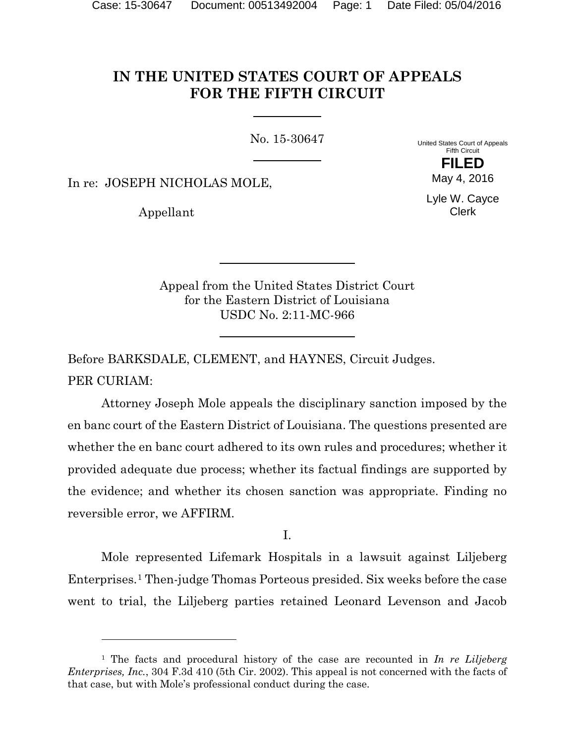# IN THE UNITED STATES COURT OF APPEALS FOR THE FIFTH CIRCUIT

No. 15-30647

United States Court of Appeals
Fifth Circuit

**FILED**

May 4, 2016

Lyle W. Cayce
Clerk

In re: JOSEPH NICHOLAS MOLE,

Appellant

Appeal from the United States District Court
for the Eastern District of Louisiana
USDC No. 2:11-MC-966

Before BARKSDALE, CLEMENT, and HAYNES, Circuit Judges.

PER CURIAM:

Attorney Joseph Mole appeals the disciplinary sanction imposed by the en banc court of the Eastern District of Louisiana. The questions presented are whether the en banc court adhered to its own rules and procedures; whether it provided adequate due process; whether its factual findings are supported by the evidence; and whether its chosen sanction was appropriate. Finding no reversible error, we AFFIRM.

I.

Mole represented Lifemark Hospitals in a lawsuit against Liljeberg Enterprises.[1] Then-judge Thomas Porteous presided. Six weeks before the case went to trial, the Liljeberg parties retained Leonard Levenson and Jacob

[1] The facts and procedural history of the case are recounted in *In re Liljeberg Enterprises, Inc.*, 304 F.3d 410 (5th Cir. 2002). This appeal is not concerned with the facts of that case, but with Mole's professional conduct during the case.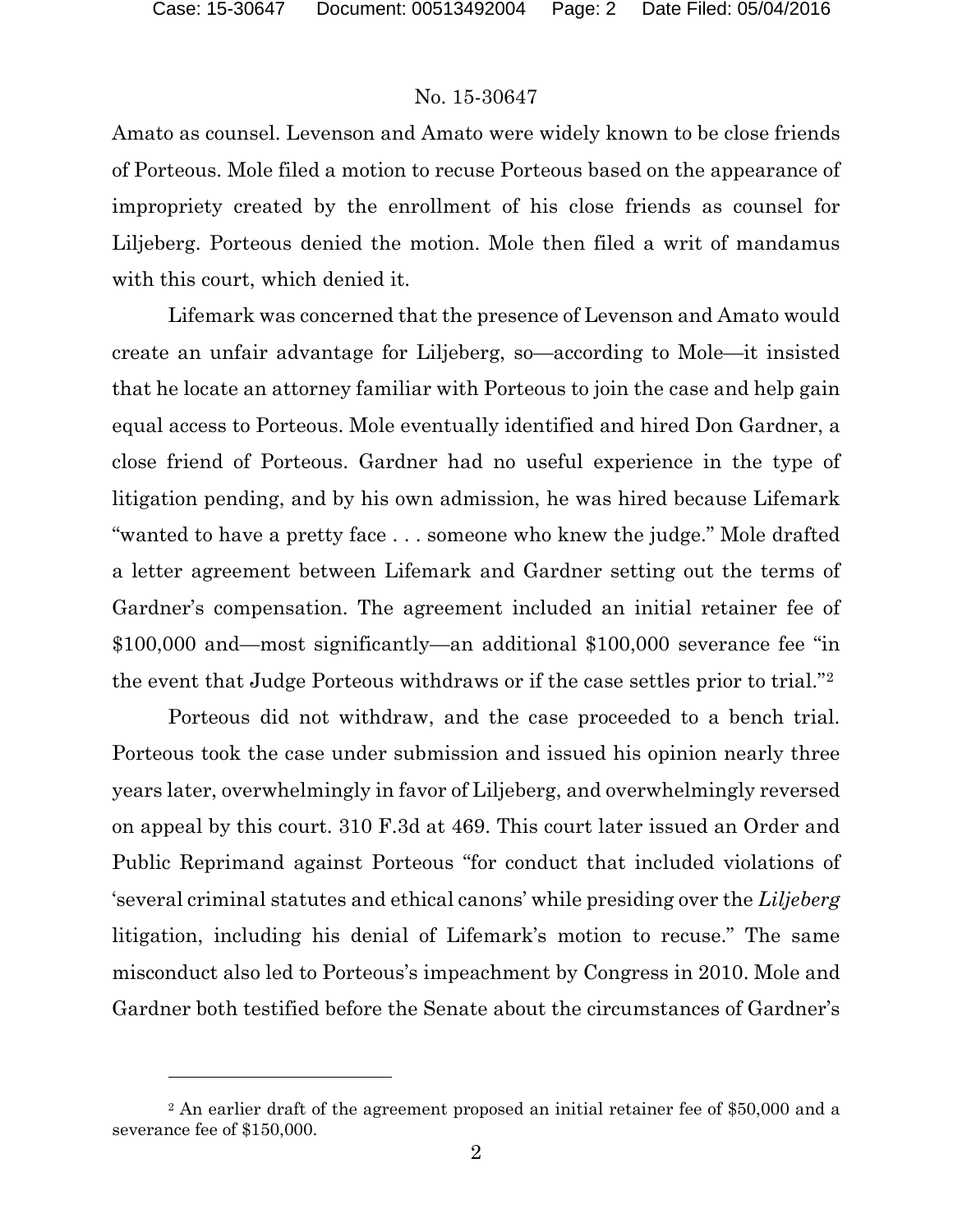Amato as counsel. Levenson and Amato were widely known to be close friends of Porteous. Mole filed a motion to recuse Porteous based on the appearance of impropriety created by the enrollment of his close friends as counsel for Liljeberg. Porteous denied the motion. Mole then filed a writ of mandamus with this court, which denied it.

Lifemark was concerned that the presence of Levenson and Amato would create an unfair advantage for Liljeberg, so—according to Mole—it insisted that he locate an attorney familiar with Porteous to join the case and help gain equal access to Porteous. Mole eventually identified and hired Don Gardner, a close friend of Porteous. Gardner had no useful experience in the type of litigation pending, and by his own admission, he was hired because Lifemark "wanted to have a pretty face . . . someone who knew the judge." Mole drafted a letter agreement between Lifemark and Gardner setting out the terms of Gardner's compensation. The agreement included an initial retainer fee of \$100,000 and—most significantly—an additional \$100,000 severance fee "in the event that Judge Porteous withdraws or if the case settles prior to trial."[2]

Porteous did not withdraw, and the case proceeded to a bench trial. Porteous took the case under submission and issued his opinion nearly three years later, overwhelmingly in favor of Liljeberg, and overwhelmingly reversed on appeal by this court. 310 F.3d at 469. This court later issued an Order and Public Reprimand against Porteous "for conduct that included violations of 'several criminal statutes and ethical canons' while presiding over the *Liljeberg* litigation, including his denial of Lifemark's motion to recuse." The same misconduct also led to Porteous's impeachment by Congress in 2010. Mole and Gardner both testified before the Senate about the circumstances of Gardner's

---

[2] An earlier draft of the agreement proposed an initial retainer fee of \$50,000 and a severance fee of \$150,000.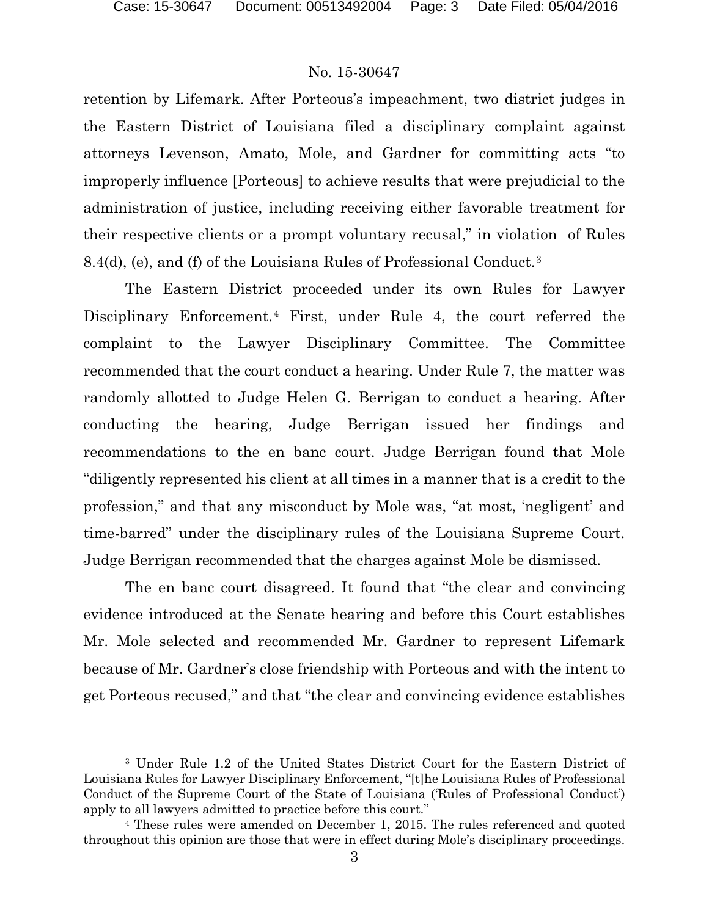retention by Lifemark. After Porteous's impeachment, two district judges in the Eastern District of Louisiana filed a disciplinary complaint against attorneys Levenson, Amato, Mole, and Gardner for committing acts "to improperly influence [Porteous] to achieve results that were prejudicial to the administration of justice, including receiving either favorable treatment for their respective clients or a prompt voluntary recusal," in violation of Rules 8.4(d), (e), and (f) of the Louisiana Rules of Professional Conduct.[3]

The Eastern District proceeded under its own Rules for Lawyer Disciplinary Enforcement.[4] First, under Rule 4, the court referred the complaint to the Lawyer Disciplinary Committee. The Committee recommended that the court conduct a hearing. Under Rule 7, the matter was randomly allotted to Judge Helen G. Berrigan to conduct a hearing. After conducting the hearing, Judge Berrigan issued her findings and recommendations to the en banc court. Judge Berrigan found that Mole "diligently represented his client at all times in a manner that is a credit to the profession," and that any misconduct by Mole was, "at most, 'negligent' and time-barred" under the disciplinary rules of the Louisiana Supreme Court. Judge Berrigan recommended that the charges against Mole be dismissed.

The en banc court disagreed. It found that "the clear and convincing evidence introduced at the Senate hearing and before this Court establishes Mr. Mole selected and recommended Mr. Gardner to represent Lifemark because of Mr. Gardner's close friendship with Porteous and with the intent to get Porteous recused," and that "the clear and convincing evidence establishes

---

[3] Under Rule 1.2 of the United States District Court for the Eastern District of Louisiana Rules for Lawyer Disciplinary Enforcement, "[t]he Louisiana Rules of Professional Conduct of the Supreme Court of the State of Louisiana ('Rules of Professional Conduct') apply to all lawyers admitted to practice before this court."

[4] These rules were amended on December 1, 2015. The rules referenced and quoted throughout this opinion are those that were in effect during Mole's disciplinary proceedings.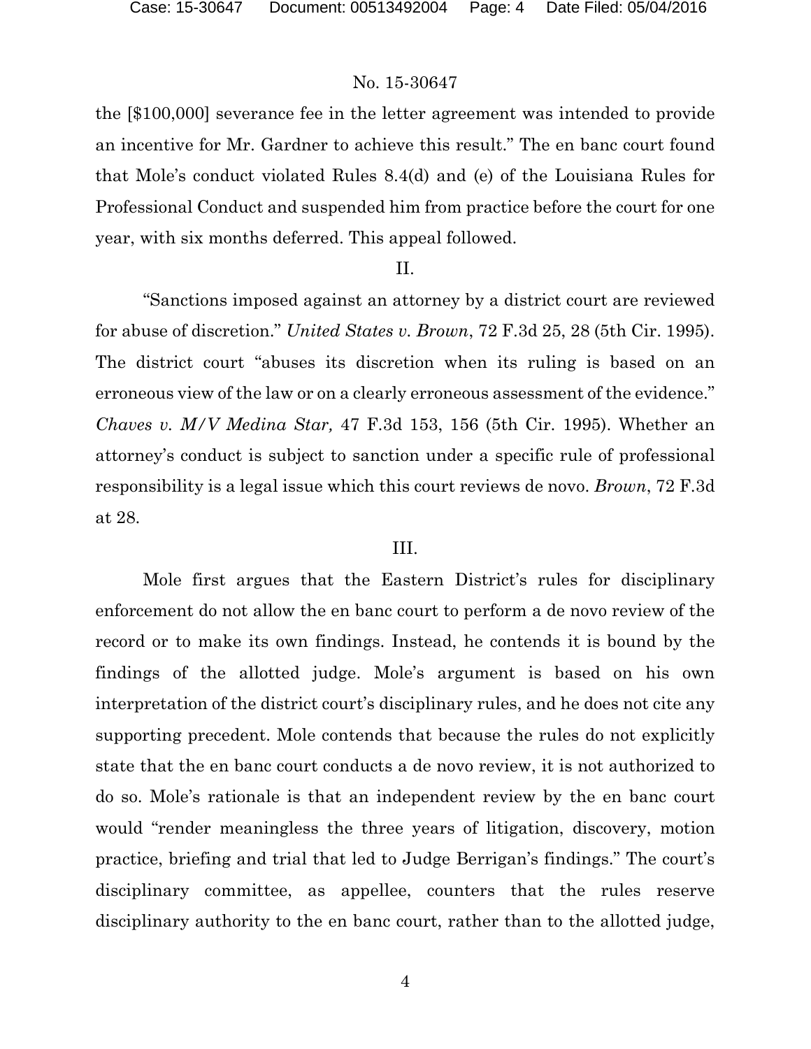the [$100,000] severance fee in the letter agreement was intended to provide an incentive for Mr. Gardner to achieve this result." The en banc court found that Mole's conduct violated Rules 8.4(d) and (e) of the Louisiana Rules for Professional Conduct and suspended him from practice before the court for one year, with six months deferred. This appeal followed.

II.

"Sanctions imposed against an attorney by a district court are reviewed for abuse of discretion." *United States v. Brown*, 72 F.3d 25, 28 (5th Cir. 1995). The district court "abuses its discretion when its ruling is based on an erroneous view of the law or on a clearly erroneous assessment of the evidence." *Chaves v. M/V Medina Star,* 47 F.3d 153, 156 (5th Cir. 1995). Whether an attorney's conduct is subject to sanction under a specific rule of professional responsibility is a legal issue which this court reviews de novo. *Brown*, 72 F.3d at 28.

III.

Mole first argues that the Eastern District's rules for disciplinary enforcement do not allow the en banc court to perform a de novo review of the record or to make its own findings. Instead, he contends it is bound by the findings of the allotted judge. Mole's argument is based on his own interpretation of the district court's disciplinary rules, and he does not cite any supporting precedent. Mole contends that because the rules do not explicitly state that the en banc court conducts a de novo review, it is not authorized to do so. Mole's rationale is that an independent review by the en banc court would "render meaningless the three years of litigation, discovery, motion practice, briefing and trial that led to Judge Berrigan's findings." The court's disciplinary committee, as appellee, counters that the rules reserve disciplinary authority to the en banc court, rather than to the allotted judge,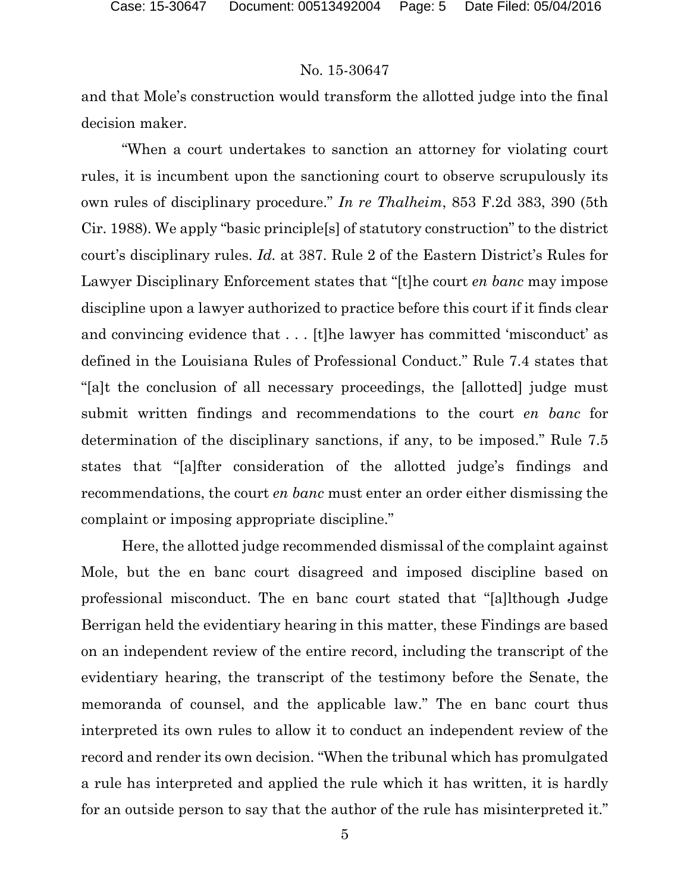and that Mole's construction would transform the allotted judge into the final decision maker.

"When a court undertakes to sanction an attorney for violating court rules, it is incumbent upon the sanctioning court to observe scrupulously its own rules of disciplinary procedure." *In re Thalheim*, 853 F.2d 383, 390 (5th Cir. 1988). We apply "basic principle[s] of statutory construction" to the district court's disciplinary rules. *Id.* at 387. Rule 2 of the Eastern District's Rules for Lawyer Disciplinary Enforcement states that "[t]he court *en banc* may impose discipline upon a lawyer authorized to practice before this court if it finds clear and convincing evidence that . . . [t]he lawyer has committed 'misconduct' as defined in the Louisiana Rules of Professional Conduct." Rule 7.4 states that "[a]t the conclusion of all necessary proceedings, the [allotted] judge must submit written findings and recommendations to the court *en banc* for determination of the disciplinary sanctions, if any, to be imposed." Rule 7.5 states that "[a]fter consideration of the allotted judge's findings and recommendations, the court *en banc* must enter an order either dismissing the complaint or imposing appropriate discipline."

Here, the allotted judge recommended dismissal of the complaint against Mole, but the en banc court disagreed and imposed discipline based on professional misconduct. The en banc court stated that "[a]lthough Judge Berrigan held the evidentiary hearing in this matter, these Findings are based on an independent review of the entire record, including the transcript of the evidentiary hearing, the transcript of the testimony before the Senate, the memoranda of counsel, and the applicable law." The en banc court thus interpreted its own rules to allow it to conduct an independent review of the record and render its own decision. "When the tribunal which has promulgated a rule has interpreted and applied the rule which it has written, it is hardly for an outside person to say that the author of the rule has misinterpreted it."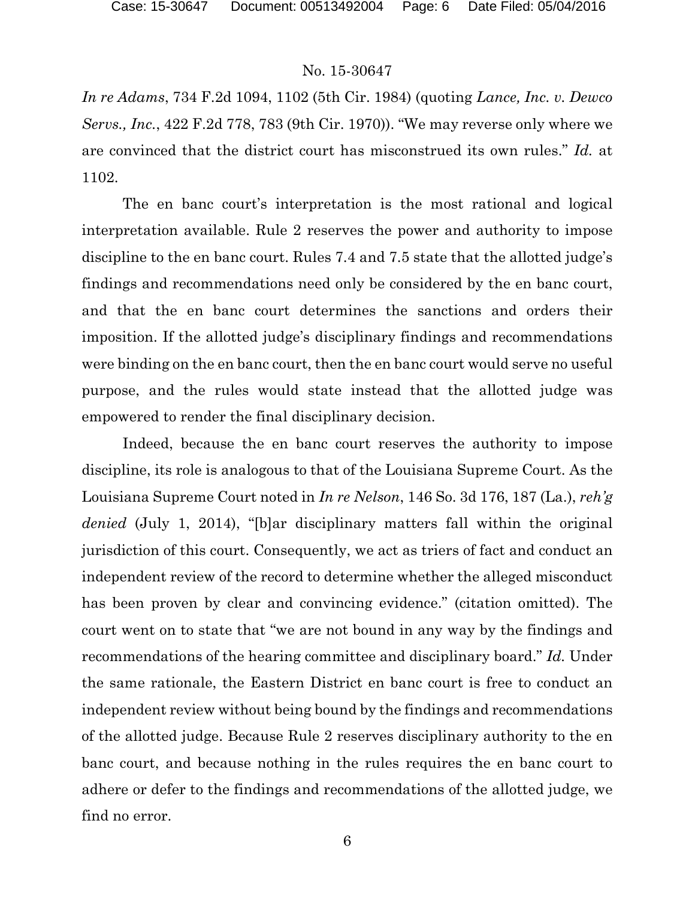*In re Adams*, 734 F.2d 1094, 1102 (5th Cir. 1984) (quoting *Lance, Inc. v. Dewco Servs., Inc.*, 422 F.2d 778, 783 (9th Cir. 1970)). "We may reverse only where we are convinced that the district court has misconstrued its own rules." *Id.* at 1102.

The en banc court's interpretation is the most rational and logical interpretation available. Rule 2 reserves the power and authority to impose discipline to the en banc court. Rules 7.4 and 7.5 state that the allotted judge's findings and recommendations need only be considered by the en banc court, and that the en banc court determines the sanctions and orders their imposition. If the allotted judge's disciplinary findings and recommendations were binding on the en banc court, then the en banc court would serve no useful purpose, and the rules would state instead that the allotted judge was empowered to render the final disciplinary decision.

Indeed, because the en banc court reserves the authority to impose discipline, its role is analogous to that of the Louisiana Supreme Court. As the Louisiana Supreme Court noted in *In re Nelson*, 146 So. 3d 176, 187 (La.), *reh'g denied* (July 1, 2014), "[b]ar disciplinary matters fall within the original jurisdiction of this court. Consequently, we act as triers of fact and conduct an independent review of the record to determine whether the alleged misconduct has been proven by clear and convincing evidence." (citation omitted). The court went on to state that "we are not bound in any way by the findings and recommendations of the hearing committee and disciplinary board." *Id.* Under the same rationale, the Eastern District en banc court is free to conduct an independent review without being bound by the findings and recommendations of the allotted judge. Because Rule 2 reserves disciplinary authority to the en banc court, and because nothing in the rules requires the en banc court to adhere or defer to the findings and recommendations of the allotted judge, we find no error.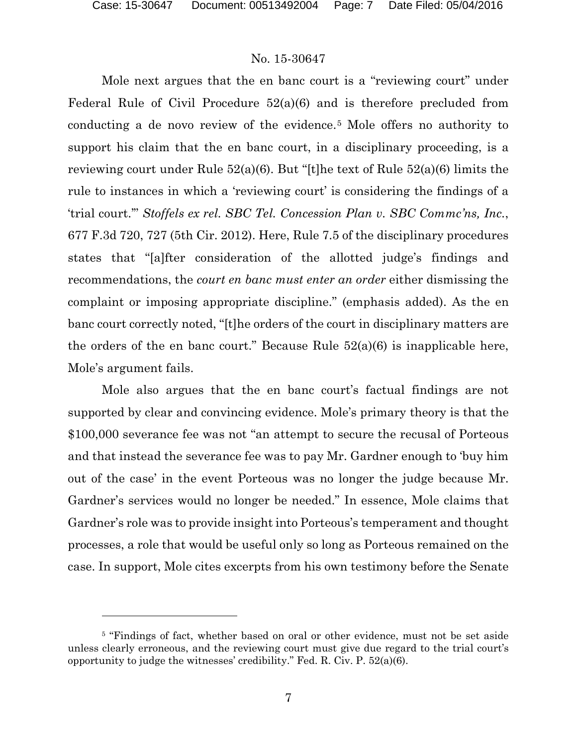Mole next argues that the en banc court is a "reviewing court" under Federal Rule of Civil Procedure 52(a)(6) and is therefore precluded from conducting a de novo review of the evidence.[5] Mole offers no authority to support his claim that the en banc court, in a disciplinary proceeding, is a reviewing court under Rule 52(a)(6). But "[t]he text of Rule 52(a)(6) limits the rule to instances in which a 'reviewing court' is considering the findings of a 'trial court.'" *Stoffels ex rel. SBC Tel. Concession Plan v. SBC Commc'ns, Inc.*, 677 F.3d 720, 727 (5th Cir. 2012). Here, Rule 7.5 of the disciplinary procedures states that "[a]fter consideration of the allotted judge's findings and recommendations, the *court en banc must enter an order* either dismissing the complaint or imposing appropriate discipline." (emphasis added). As the en banc court correctly noted, "[t]he orders of the court in disciplinary matters are the orders of the en banc court." Because Rule 52(a)(6) is inapplicable here, Mole's argument fails.

Mole also argues that the en banc court's factual findings are not supported by clear and convincing evidence. Mole's primary theory is that the $100,000 severance fee was not "an attempt to secure the recusal of Porteous and that instead the severance fee was to pay Mr. Gardner enough to 'buy him out of the case' in the event Porteous was no longer the judge because Mr. Gardner's services would no longer be needed." In essence, Mole claims that Gardner's role was to provide insight into Porteous's temperament and thought processes, a role that would be useful only so long as Porteous remained on the case. In support, Mole cites excerpts from his own testimony before the Senate

---

[5] "Findings of fact, whether based on oral or other evidence, must not be set aside unless clearly erroneous, and the reviewing court must give due regard to the trial court's opportunity to judge the witnesses' credibility." Fed. R. Civ. P. 52(a)(6).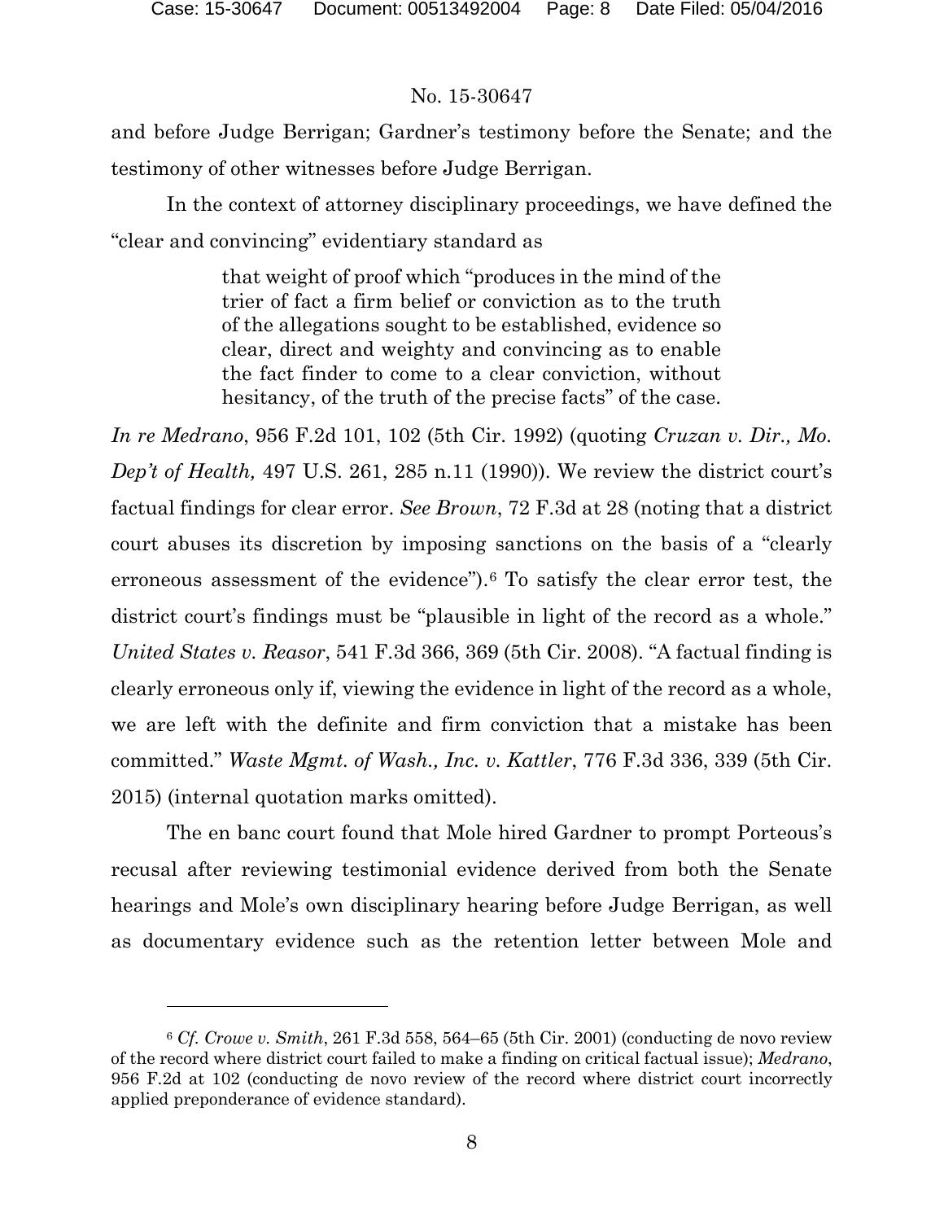and before Judge Berrigan; Gardner's testimony before the Senate; and the testimony of other witnesses before Judge Berrigan.

In the context of attorney disciplinary proceedings, we have defined the "clear and convincing" evidentiary standard as

> that weight of proof which "produces in the mind of the trier of fact a firm belief or conviction as to the truth of the allegations sought to be established, evidence so clear, direct and weighty and convincing as to enable the fact finder to come to a clear conviction, without hesitancy, of the truth of the precise facts" of the case.

*In re Medrano*, 956 F.2d 101, 102 (5th Cir. 1992) (quoting *Cruzan v. Dir., Mo. Dep't of Health,* 497 U.S. 261, 285 n.11 (1990)). We review the district court's factual findings for clear error. *See Brown*, 72 F.3d at 28 (noting that a district court abuses its discretion by imposing sanctions on the basis of a "clearly erroneous assessment of the evidence").[6] To satisfy the clear error test, the district court's findings must be "plausible in light of the record as a whole." *United States v. Reasor*, 541 F.3d 366, 369 (5th Cir. 2008). "A factual finding is clearly erroneous only if, viewing the evidence in light of the record as a whole, we are left with the definite and firm conviction that a mistake has been committed." *Waste Mgmt. of Wash., Inc. v. Kattler*, 776 F.3d 336, 339 (5th Cir. 2015) (internal quotation marks omitted).

The en banc court found that Mole hired Gardner to prompt Porteous's recusal after reviewing testimonial evidence derived from both the Senate hearings and Mole's own disciplinary hearing before Judge Berrigan, as well as documentary evidence such as the retention letter between Mole and

---

[6] *Cf. Crowe v. Smith*, 261 F.3d 558, 564–65 (5th Cir. 2001) (conducting de novo review of the record where district court failed to make a finding on critical factual issue); *Medrano*, 956 F.2d at 102 (conducting de novo review of the record where district court incorrectly applied preponderance of evidence standard).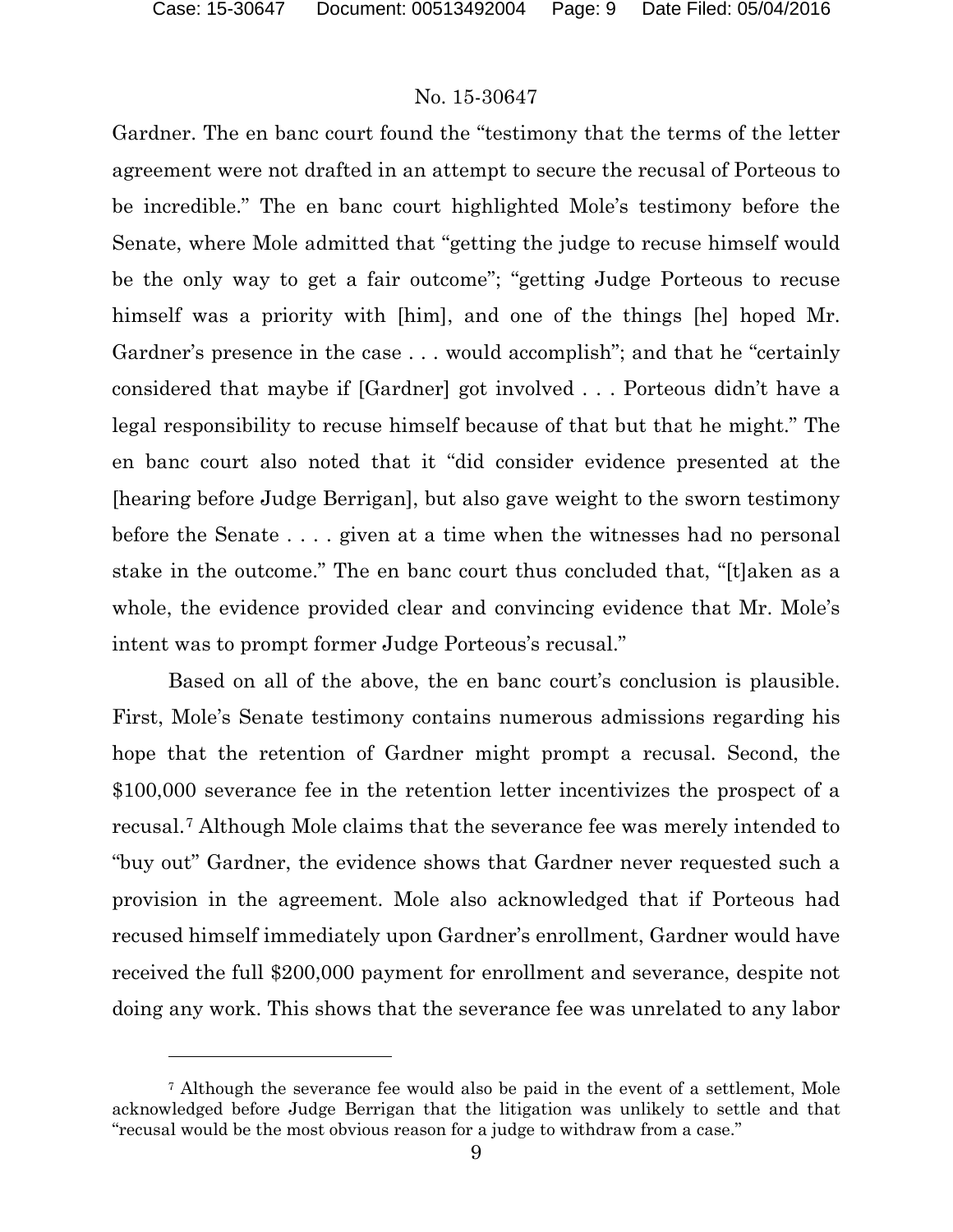Gardner. The en banc court found the "testimony that the terms of the letter agreement were not drafted in an attempt to secure the recusal of Porteous to be incredible." The en banc court highlighted Mole's testimony before the Senate, where Mole admitted that "getting the judge to recuse himself would be the only way to get a fair outcome"; "getting Judge Porteous to recuse himself was a priority with [him], and one of the things [he] hoped Mr. Gardner's presence in the case . . . would accomplish"; and that he "certainly considered that maybe if [Gardner] got involved . . . Porteous didn't have a legal responsibility to recuse himself because of that but that he might." The en banc court also noted that it "did consider evidence presented at the [hearing before Judge Berrigan], but also gave weight to the sworn testimony before the Senate . . . . given at a time when the witnesses had no personal stake in the outcome." The en banc court thus concluded that, "[t]aken as a whole, the evidence provided clear and convincing evidence that Mr. Mole's intent was to prompt former Judge Porteous's recusal."

Based on all of the above, the en banc court's conclusion is plausible. First, Mole's Senate testimony contains numerous admissions regarding his hope that the retention of Gardner might prompt a recusal. Second, the \$100,000 severance fee in the retention letter incentivizes the prospect of a recusal.[7] Although Mole claims that the severance fee was merely intended to "buy out" Gardner, the evidence shows that Gardner never requested such a provision in the agreement. Mole also acknowledged that if Porteous had recused himself immediately upon Gardner's enrollment, Gardner would have received the full \$200,000 payment for enrollment and severance, despite not doing any work. This shows that the severance fee was unrelated to any labor

---

[7] Although the severance fee would also be paid in the event of a settlement, Mole acknowledged before Judge Berrigan that the litigation was unlikely to settle and that "recusal would be the most obvious reason for a judge to withdraw from a case."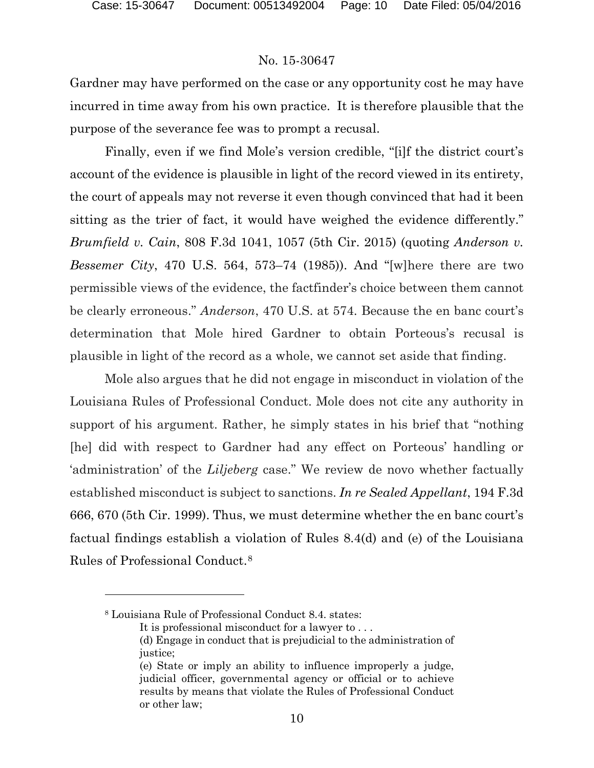Gardner may have performed on the case or any opportunity cost he may have incurred in time away from his own practice. It is therefore plausible that the purpose of the severance fee was to prompt a recusal.

Finally, even if we find Mole's version credible, "[i]f the district court's account of the evidence is plausible in light of the record viewed in its entirety, the court of appeals may not reverse it even though convinced that had it been sitting as the trier of fact, it would have weighed the evidence differently." *Brumfield v. Cain*, 808 F.3d 1041, 1057 (5th Cir. 2015) (quoting *Anderson v. Bessemer City*, 470 U.S. 564, 573–74 (1985)). And "[w]here there are two permissible views of the evidence, the factfinder's choice between them cannot be clearly erroneous." *Anderson*, 470 U.S. at 574. Because the en banc court's determination that Mole hired Gardner to obtain Porteous's recusal is plausible in light of the record as a whole, we cannot set aside that finding.

Mole also argues that he did not engage in misconduct in violation of the Louisiana Rules of Professional Conduct. Mole does not cite any authority in support of his argument. Rather, he simply states in his brief that "nothing [he] did with respect to Gardner had any effect on Porteous' handling or 'administration' of the *Liljeberg* case." We review de novo whether factually established misconduct is subject to sanctions. *In re Sealed Appellant*, 194 F.3d 666, 670 (5th Cir. 1999). Thus, we must determine whether the en banc court's factual findings establish a violation of Rules 8.4(d) and (e) of the Louisiana Rules of Professional Conduct.[8]

---

[8] Louisiana Rule of Professional Conduct 8.4. states:

> It is professional misconduct for a lawyer to . . .
>
> (d) Engage in conduct that is prejudicial to the administration of justice;
>
> (e) State or imply an ability to influence improperly a judge, judicial officer, governmental agency or official or to achieve results by means that violate the Rules of Professional Conduct or other law;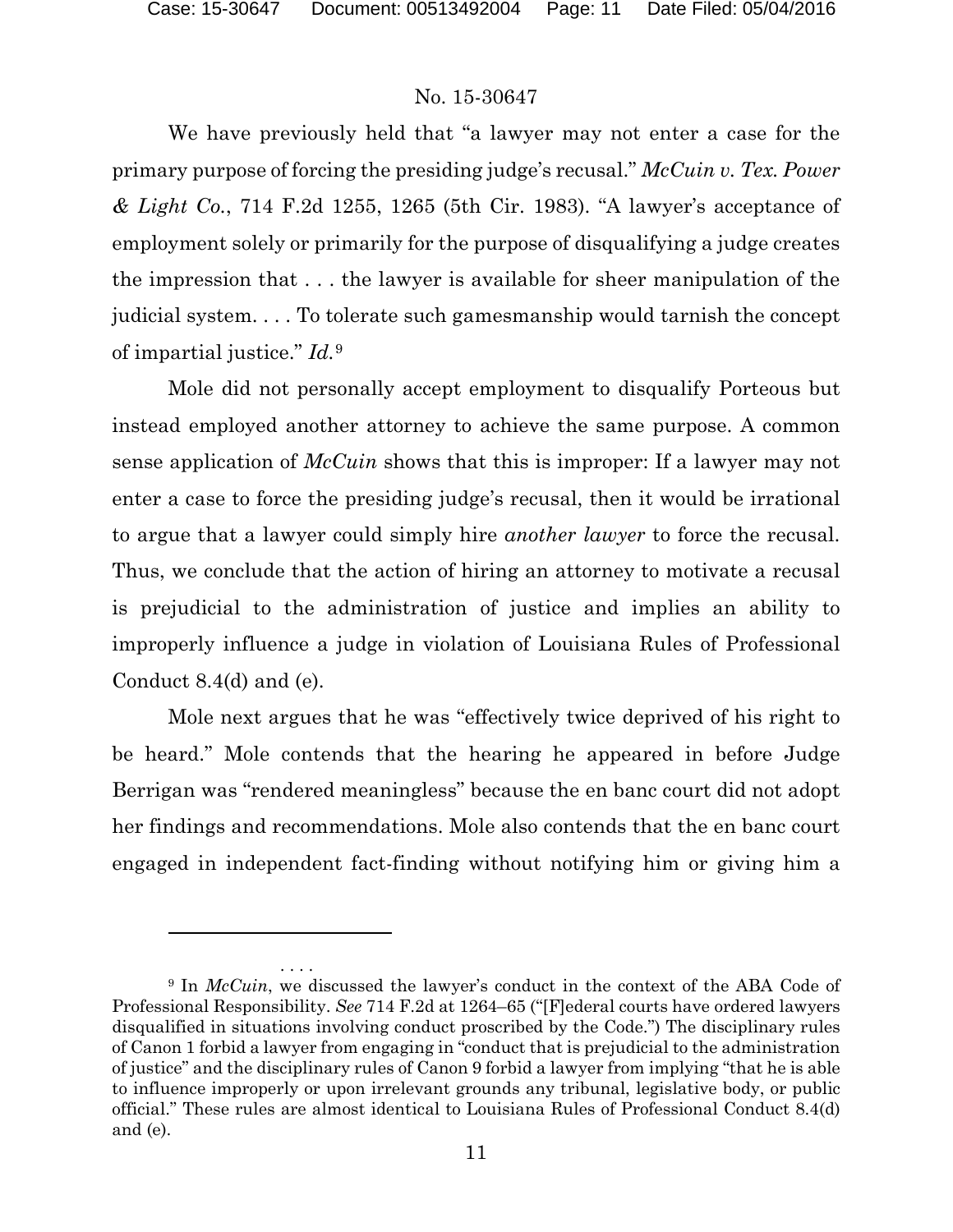We have previously held that "a lawyer may not enter a case for the primary purpose of forcing the presiding judge's recusal." *McCuin v. Tex. Power & Light Co.*, 714 F.2d 1255, 1265 (5th Cir. 1983). "A lawyer's acceptance of employment solely or primarily for the purpose of disqualifying a judge creates the impression that . . . the lawyer is available for sheer manipulation of the judicial system. . . . To tolerate such gamesmanship would tarnish the concept of impartial justice." *Id.*[9]

Mole did not personally accept employment to disqualify Porteous but instead employed another attorney to achieve the same purpose. A common sense application of *McCuin* shows that this is improper: If a lawyer may not enter a case to force the presiding judge's recusal, then it would be irrational to argue that a lawyer could simply hire *another lawyer* to force the recusal. Thus, we conclude that the action of hiring an attorney to motivate a recusal is prejudicial to the administration of justice and implies an ability to improperly influence a judge in violation of Louisiana Rules of Professional Conduct 8.4(d) and (e).

Mole next argues that he was "effectively twice deprived of his right to be heard." Mole contends that the hearing he appeared in before Judge Berrigan was "rendered meaningless" because the en banc court did not adopt her findings and recommendations. Mole also contends that the en banc court engaged in independent fact-finding without notifying him or giving him a

. . . .

[9] In *McCuin*, we discussed the lawyer's conduct in the context of the ABA Code of Professional Responsibility. *See* 714 F.2d at 1264–65 ("[F]ederal courts have ordered lawyers disqualified in situations involving conduct proscribed by the Code.") The disciplinary rules of Canon 1 forbid a lawyer from engaging in "conduct that is prejudicial to the administration of justice" and the disciplinary rules of Canon 9 forbid a lawyer from implying "that he is able to influence improperly or upon irrelevant grounds any tribunal, legislative body, or public official." These rules are almost identical to Louisiana Rules of Professional Conduct 8.4(d) and (e).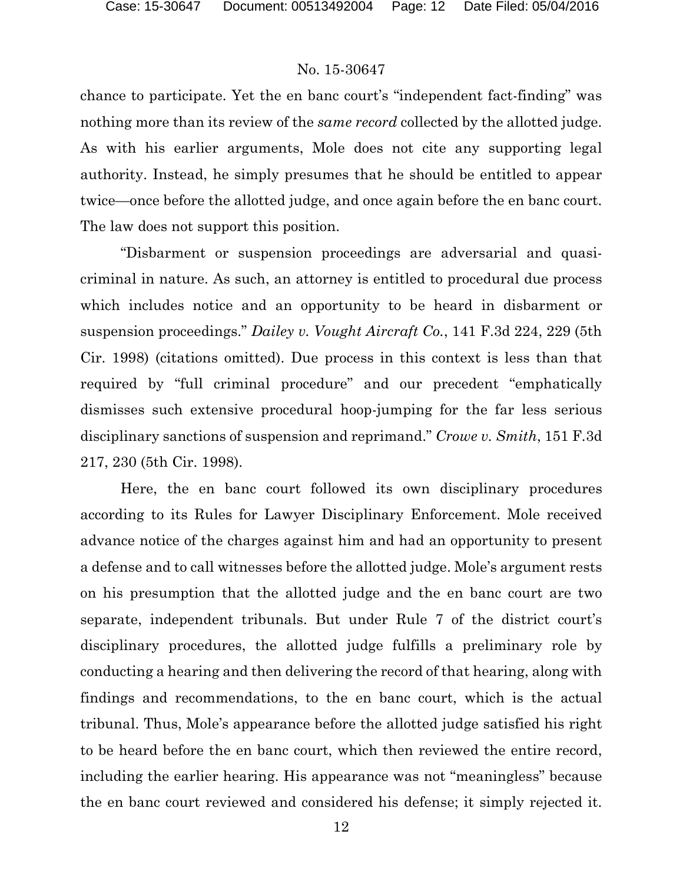chance to participate. Yet the en banc court's "independent fact-finding" was nothing more than its review of the *same record* collected by the allotted judge. As with his earlier arguments, Mole does not cite any supporting legal authority. Instead, he simply presumes that he should be entitled to appear twice—once before the allotted judge, and once again before the en banc court. The law does not support this position.

"Disbarment or suspension proceedings are adversarial and quasi-criminal in nature. As such, an attorney is entitled to procedural due process which includes notice and an opportunity to be heard in disbarment or suspension proceedings." *Dailey v. Vought Aircraft Co.*, 141 F.3d 224, 229 (5th Cir. 1998) (citations omitted). Due process in this context is less than that required by "full criminal procedure" and our precedent "emphatically dismisses such extensive procedural hoop-jumping for the far less serious disciplinary sanctions of suspension and reprimand." *Crowe v. Smith*, 151 F.3d 217, 230 (5th Cir. 1998).

Here, the en banc court followed its own disciplinary procedures according to its Rules for Lawyer Disciplinary Enforcement. Mole received advance notice of the charges against him and had an opportunity to present a defense and to call witnesses before the allotted judge. Mole's argument rests on his presumption that the allotted judge and the en banc court are two separate, independent tribunals. But under Rule 7 of the district court's disciplinary procedures, the allotted judge fulfills a preliminary role by conducting a hearing and then delivering the record of that hearing, along with findings and recommendations, to the en banc court, which is the actual tribunal. Thus, Mole's appearance before the allotted judge satisfied his right to be heard before the en banc court, which then reviewed the entire record, including the earlier hearing. His appearance was not "meaningless" because the en banc court reviewed and considered his defense; it simply rejected it.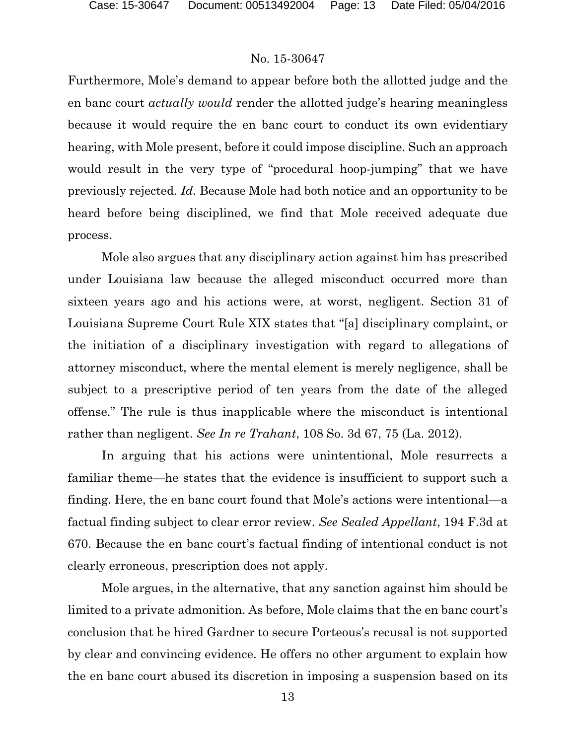Furthermore, Mole's demand to appear before both the allotted judge and the en banc court *actually would* render the allotted judge's hearing meaningless because it would require the en banc court to conduct its own evidentiary hearing, with Mole present, before it could impose discipline. Such an approach would result in the very type of "procedural hoop-jumping" that we have previously rejected. *Id.* Because Mole had both notice and an opportunity to be heard before being disciplined, we find that Mole received adequate due process.

Mole also argues that any disciplinary action against him has prescribed under Louisiana law because the alleged misconduct occurred more than sixteen years ago and his actions were, at worst, negligent. Section 31 of Louisiana Supreme Court Rule XIX states that "[a] disciplinary complaint, or the initiation of a disciplinary investigation with regard to allegations of attorney misconduct, where the mental element is merely negligence, shall be subject to a prescriptive period of ten years from the date of the alleged offense." The rule is thus inapplicable where the misconduct is intentional rather than negligent. *See In re Trahant*, 108 So. 3d 67, 75 (La. 2012).

In arguing that his actions were unintentional, Mole resurrects a familiar theme—he states that the evidence is insufficient to support such a finding. Here, the en banc court found that Mole's actions were intentional—a factual finding subject to clear error review. *See Sealed Appellant*, 194 F.3d at 670. Because the en banc court's factual finding of intentional conduct is not clearly erroneous, prescription does not apply.

Mole argues, in the alternative, that any sanction against him should be limited to a private admonition. As before, Mole claims that the en banc court's conclusion that he hired Gardner to secure Porteous's recusal is not supported by clear and convincing evidence. He offers no other argument to explain how the en banc court abused its discretion in imposing a suspension based on its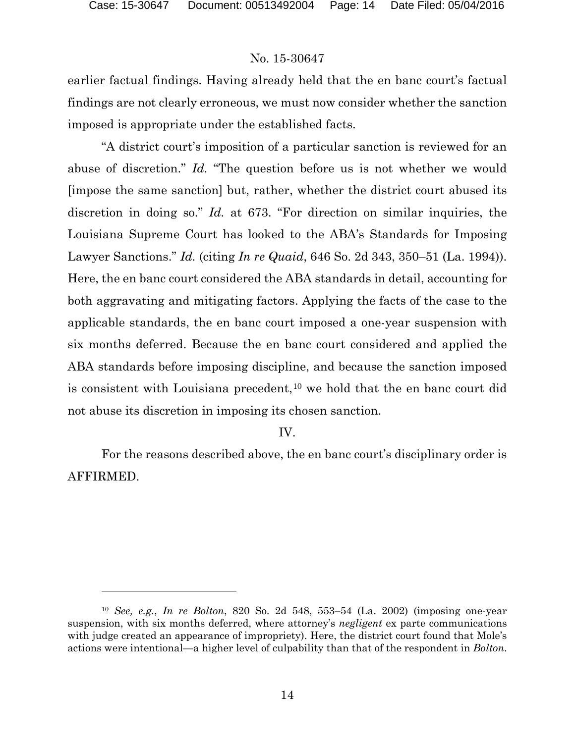earlier factual findings. Having already held that the en banc court's factual findings are not clearly erroneous, we must now consider whether the sanction imposed is appropriate under the established facts.

"A district court's imposition of a particular sanction is reviewed for an abuse of discretion." *Id.* "The question before us is not whether we would [impose the same sanction] but, rather, whether the district court abused its discretion in doing so." *Id.* at 673. "For direction on similar inquiries, the Louisiana Supreme Court has looked to the ABA's Standards for Imposing Lawyer Sanctions." *Id.* (citing *In re Quaid*, 646 So. 2d 343, 350–51 (La. 1994)). Here, the en banc court considered the ABA standards in detail, accounting for both aggravating and mitigating factors. Applying the facts of the case to the applicable standards, the en banc court imposed a one-year suspension with six months deferred. Because the en banc court considered and applied the ABA standards before imposing discipline, and because the sanction imposed is consistent with Louisiana precedent,[10] we hold that the en banc court did not abuse its discretion in imposing its chosen sanction.

IV.

For the reasons described above, the en banc court's disciplinary order is AFFIRMED.

---

[10] *See, e.g.*, *In re Bolton*, 820 So. 2d 548, 553–54 (La. 2002) (imposing one-year suspension, with six months deferred, where attorney's *negligent* ex parte communications with judge created an appearance of impropriety). Here, the district court found that Mole's actions were intentional—a higher level of culpability than that of the respondent in *Bolton*.